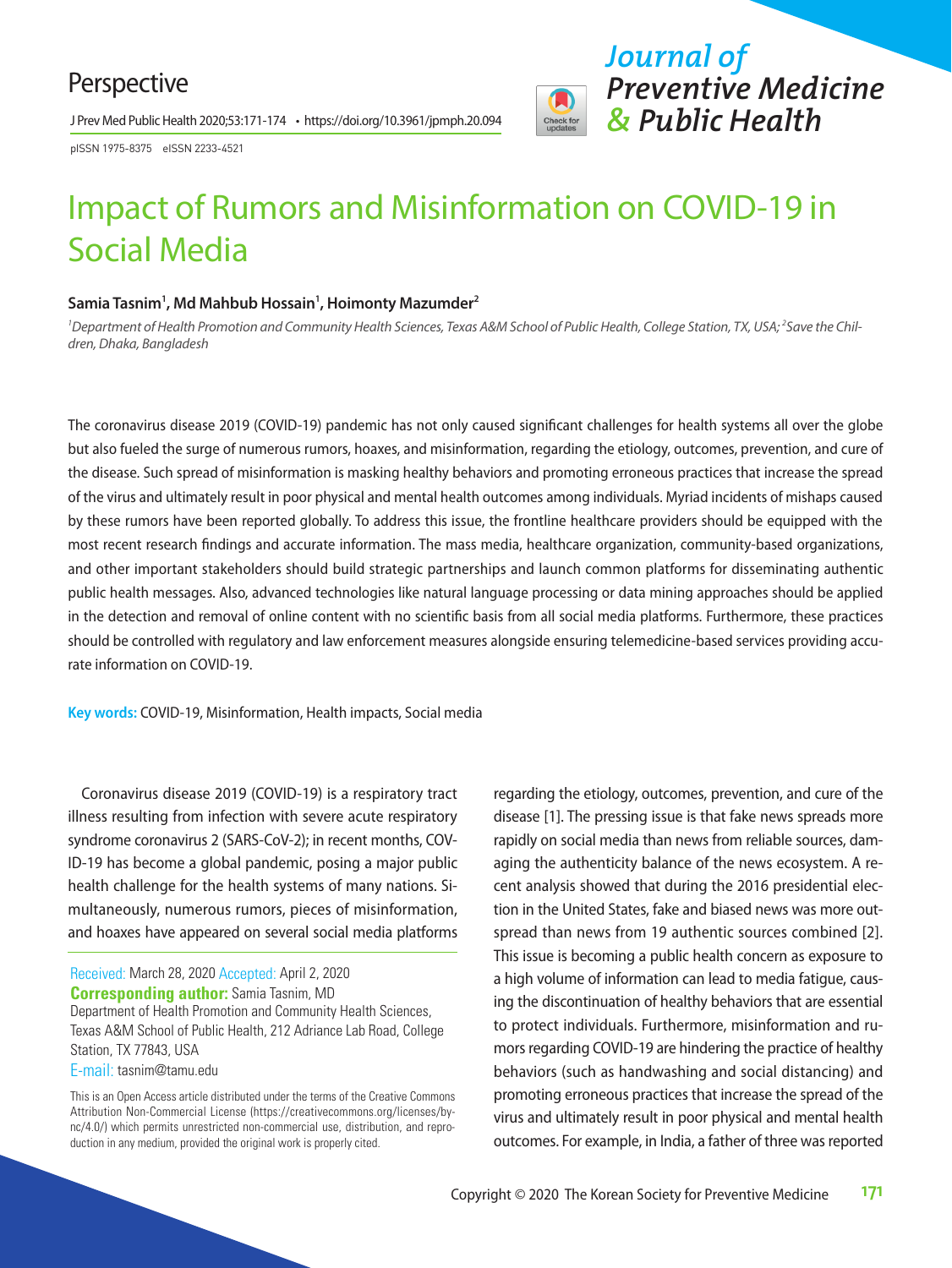Perspective

pISSN 1975-8375 eISSN 2233-4521

# Impact of Rumors and Misinformation on COVID-19 in Social Media

**Samia Tasnim[1], Md Mahbub Hossain[1], Hoimonty Mazumder[2]**

*[1]Department of Health Promotion and Community Health Sciences, Texas A&M School of Public Health, College Station, TX, USA; [2]Save the Children, Dhaka, Bangladesh*

The coronavirus disease 2019 (COVID-19) pandemic has not only caused significant challenges for health systems all over the globe but also fueled the surge of numerous rumors, hoaxes, and misinformation, regarding the etiology, outcomes, prevention, and cure of the disease. Such spread of misinformation is masking healthy behaviors and promoting erroneous practices that increase the spread of the virus and ultimately result in poor physical and mental health outcomes among individuals. Myriad incidents of mishaps caused by these rumors have been reported globally. To address this issue, the frontline healthcare providers should be equipped with the most recent research findings and accurate information. The mass media, healthcare organization, community-based organizations, and other important stakeholders should build strategic partnerships and launch common platforms for disseminating authentic public health messages. Also, advanced technologies like natural language processing or data mining approaches should be applied in the detection and removal of online content with no scientific basis from all social media platforms. Furthermore, these practices should be controlled with regulatory and law enforcement measures alongside ensuring telemedicine-based services providing accurate information on COVID-19.

**Key words:** COVID-19, Misinformation, Health impacts, Social media

Coronavirus disease 2019 (COVID-19) is a respiratory tract illness resulting from infection with severe acute respiratory syndrome coronavirus 2 (SARS-CoV-2); in recent months, COVID-19 has become a global pandemic, posing a major public health challenge for the health systems of many nations. Simultaneously, numerous rumors, pieces of misinformation, and hoaxes have appeared on several social media platforms regarding the etiology, outcomes, prevention, and cure of the disease [1]. The pressing issue is that fake news spreads more rapidly on social media than news from reliable sources, damaging the authenticity balance of the news ecosystem. A recent analysis showed that during the 2016 presidential election in the United States, fake and biased news was more outspread than news from 19 authentic sources combined [2]. This issue is becoming a public health concern as exposure to a high volume of information can lead to media fatigue, causing the discontinuation of healthy behaviors that are essential to protect individuals. Furthermore, misinformation and rumors regarding COVID-19 are hindering the practice of healthy behaviors (such as handwashing and social distancing) and promoting erroneous practices that increase the spread of the virus and ultimately result in poor physical and mental health outcomes. For example, in India, a father of three was reported

Received: March 28, 2020 Accepted: April 2, 2020
**Corresponding author:** Samia Tasnim, MD
Department of Health Promotion and Community Health Sciences, Texas A&M School of Public Health, 212 Adriance Lab Road, College Station, TX 77843, USA
E-mail: tasnim@tamu.edu

This is an Open Access article distributed under the terms of the Creative Commons Attribution Non-Commercial License (https://creativecommons.org/licenses/by-nc/4.0/) which permits unrestricted non-commercial use, distribution, and reproduction in any medium, provided the original work is properly cited.

Copyright © 2020 The Korean Society for Preventive Medicine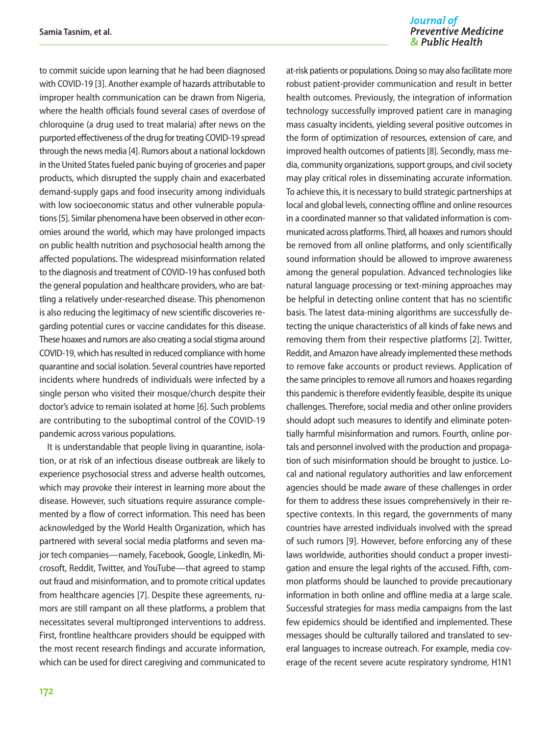to commit suicide upon learning that he had been diagnosed with COVID-19 [3]. Another example of hazards attributable to improper health communication can be drawn from Nigeria, where the health officials found several cases of overdose of chloroquine (a drug used to treat malaria) after news on the purported effectiveness of the drug for treating COVID-19 spread through the news media [4]. Rumors about a national lockdown in the United States fueled panic buying of groceries and paper products, which disrupted the supply chain and exacerbated demand-supply gaps and food insecurity among individuals with low socioeconomic status and other vulnerable populations [5]. Similar phenomena have been observed in other economies around the world, which may have prolonged impacts on public health nutrition and psychosocial health among the affected populations. The widespread misinformation related to the diagnosis and treatment of COVID-19 has confused both the general population and healthcare providers, who are battling a relatively under-researched disease. This phenomenon is also reducing the legitimacy of new scientific discoveries regarding potential cures or vaccine candidates for this disease. These hoaxes and rumors are also creating a social stigma around COVID-19, which has resulted in reduced compliance with home quarantine and social isolation. Several countries have reported incidents where hundreds of individuals were infected by a single person who visited their mosque/church despite their doctor's advice to remain isolated at home [6]. Such problems are contributing to the suboptimal control of the COVID-19 pandemic across various populations.

It is understandable that people living in quarantine, isolation, or at risk of an infectious disease outbreak are likely to experience psychosocial stress and adverse health outcomes, which may provoke their interest in learning more about the disease. However, such situations require assurance complemented by a flow of correct information. This need has been acknowledged by the World Health Organization, which has partnered with several social media platforms and seven major tech companies—namely, Facebook, Google, LinkedIn, Microsoft, Reddit, Twitter, and YouTube—that agreed to stamp out fraud and misinformation, and to promote critical updates from healthcare agencies [7]. Despite these agreements, rumors are still rampant on all these platforms, a problem that necessitates several multipronged interventions to address. First, frontline healthcare providers should be equipped with the most recent research findings and accurate information, which can be used for direct caregiving and communicated to at-risk patients or populations. Doing so may also facilitate more robust patient-provider communication and result in better health outcomes. Previously, the integration of information technology successfully improved patient care in managing mass casualty incidents, yielding several positive outcomes in the form of optimization of resources, extension of care, and improved health outcomes of patients [8]. Secondly, mass media, community organizations, support groups, and civil society may play critical roles in disseminating accurate information. To achieve this, it is necessary to build strategic partnerships at local and global levels, connecting offline and online resources in a coordinated manner so that validated information is communicated across platforms. Third, all hoaxes and rumors should be removed from all online platforms, and only scientifically sound information should be allowed to improve awareness among the general population. Advanced technologies like natural language processing or text-mining approaches may be helpful in detecting online content that has no scientific basis. The latest data-mining algorithms are successfully detecting the unique characteristics of all kinds of fake news and removing them from their respective platforms [2]. Twitter, Reddit, and Amazon have already implemented these methods to remove fake accounts or product reviews. Application of the same principles to remove all rumors and hoaxes regarding this pandemic is therefore evidently feasible, despite its unique challenges. Therefore, social media and other online providers should adopt such measures to identify and eliminate potentially harmful misinformation and rumors. Fourth, online portals and personnel involved with the production and propagation of such misinformation should be brought to justice. Local and national regulatory authorities and law enforcement agencies should be made aware of these challenges in order for them to address these issues comprehensively in their respective contexts. In this regard, the governments of many countries have arrested individuals involved with the spread of such rumors [9]. However, before enforcing any of these laws worldwide, authorities should conduct a proper investigation and ensure the legal rights of the accused. Fifth, common platforms should be launched to provide precautionary information in both online and offline media at a large scale. Successful strategies for mass media campaigns from the last few epidemics should be identified and implemented. These messages should be culturally tailored and translated to several languages to increase outreach. For example, media coverage of the recent severe acute respiratory syndrome, H1N1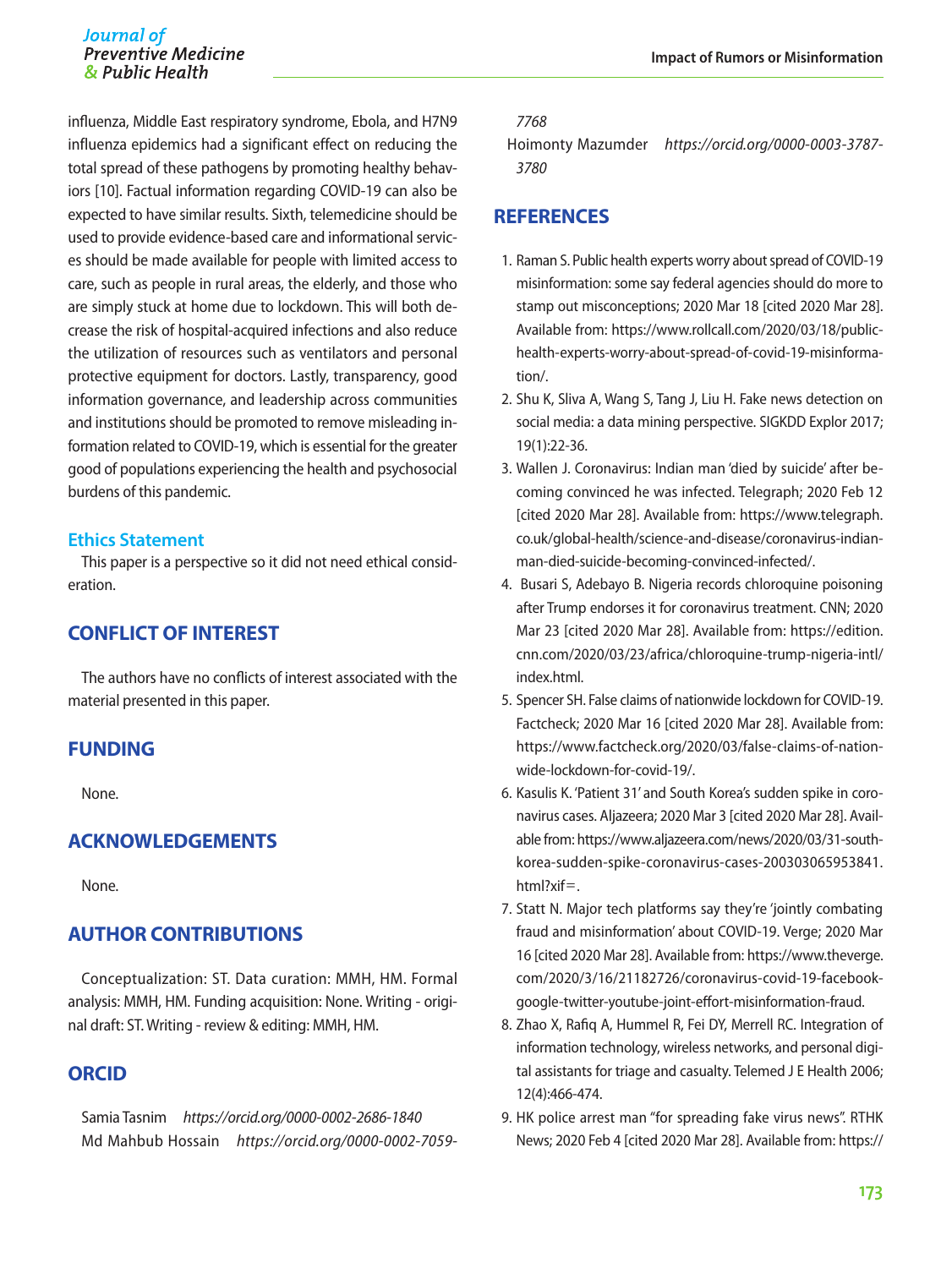influenza, Middle East respiratory syndrome, Ebola, and H7N9 influenza epidemics had a significant effect on reducing the total spread of these pathogens by promoting healthy behaviors [10]. Factual information regarding COVID-19 can also be expected to have similar results. Sixth, telemedicine should be used to provide evidence-based care and informational services should be made available for people with limited access to care, such as people in rural areas, the elderly, and those who are simply stuck at home due to lockdown. This will both decrease the risk of hospital-acquired infections and also reduce the utilization of resources such as ventilators and personal protective equipment for doctors. Lastly, transparency, good information governance, and leadership across communities and institutions should be promoted to remove misleading information related to COVID-19, which is essential for the greater good of populations experiencing the health and psychosocial burdens of this pandemic.

### Ethics Statement

This paper is a perspective so it did not need ethical consideration.

## CONFLICT OF INTEREST

The authors have no conflicts of interest associated with the material presented in this paper.

## FUNDING

None.

## ACKNOWLEDGEMENTS

None.

## AUTHOR CONTRIBUTIONS

Conceptualization: ST. Data curation: MMH, HM. Formal analysis: MMH, HM. Funding acquisition: None. Writing - original draft: ST. Writing - review & editing: MMH, HM.

## ORCID

Samia Tasnim *https://orcid.org/0000-0002-2686-1840*
Md Mahbub Hossain *https://orcid.org/0000-0002-7059-7768*
Hoimonty Mazumder *https://orcid.org/0000-0003-3787-3780*

## REFERENCES

1. Raman S. Public health experts worry about spread of COVID-19 misinformation: some say federal agencies should do more to stamp out misconceptions; 2020 Mar 18 [cited 2020 Mar 28]. Available from: https://www.rollcall.com/2020/03/18/public-health-experts-worry-about-spread-of-covid-19-misinformation/.
2. Shu K, Sliva A, Wang S, Tang J, Liu H. Fake news detection on social media: a data mining perspective. SIGKDD Explor 2017; 19(1):22-36.
3. Wallen J. Coronavirus: Indian man 'died by suicide' after becoming convinced he was infected. Telegraph; 2020 Feb 12 [cited 2020 Mar 28]. Available from: https://www.telegraph.co.uk/global-health/science-and-disease/coronavirus-indian-man-died-suicide-becoming-convinced-infected/.
4. Busari S, Adebayo B. Nigeria records chloroquine poisoning after Trump endorses it for coronavirus treatment. CNN; 2020 Mar 23 [cited 2020 Mar 28]. Available from: https://edition.cnn.com/2020/03/23/africa/chloroquine-trump-nigeria-intl/index.html.
5. Spencer SH. False claims of nationwide lockdown for COVID-19. Factcheck; 2020 Mar 16 [cited 2020 Mar 28]. Available from: https://www.factcheck.org/2020/03/false-claims-of-nationwide-lockdown-for-covid-19/.
6. Kasulis K. 'Patient 31' and South Korea's sudden spike in coronavirus cases. Aljazeera; 2020 Mar 3 [cited 2020 Mar 28]. Available from: https://www.aljazeera.com/news/2020/03/31-south-korea-sudden-spike-coronavirus-cases-200303065953841.html?xif=.
7. Statt N. Major tech platforms say they're 'jointly combating fraud and misinformation' about COVID-19. Verge; 2020 Mar 16 [cited 2020 Mar 28]. Available from: https://www.theverge.com/2020/3/16/21182726/coronavirus-covid-19-facebook-google-twitter-youtube-joint-effort-misinformation-fraud.
8. Zhao X, Rafiq A, Hummel R, Fei DY, Merrell RC. Integration of information technology, wireless networks, and personal digital assistants for triage and casualty. Telemed J E Health 2006; 12(4):466-474.
9. HK police arrest man "for spreading fake virus news". RTHK News; 2020 Feb 4 [cited 2020 Mar 28]. Available from: https://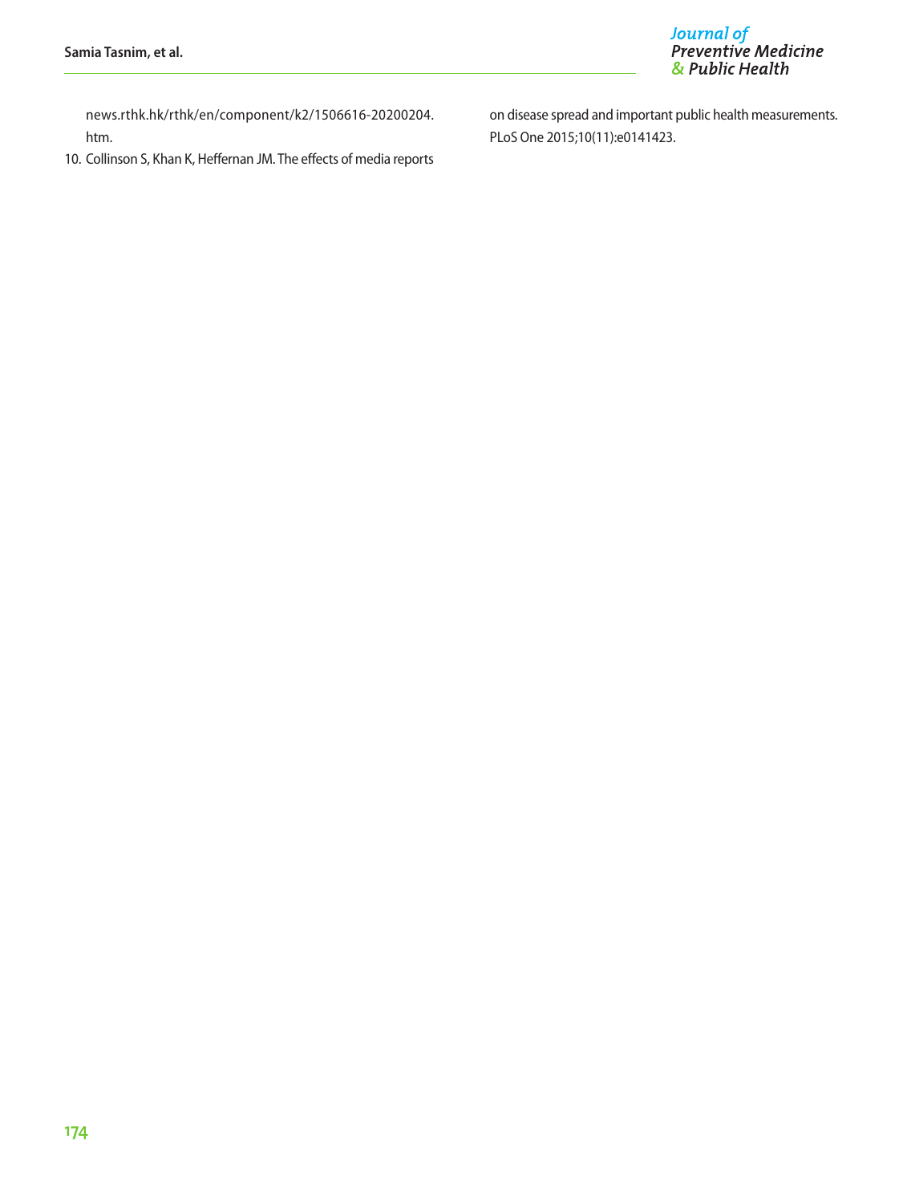news.rthk.hk/rthk/en/component/k2/1506616-20200204.htm.

10. Collinson S, Khan K, Heffernan JM. The effects of media reports on disease spread and important public health measurements. PLoS One 2015;10(11):e0141423.